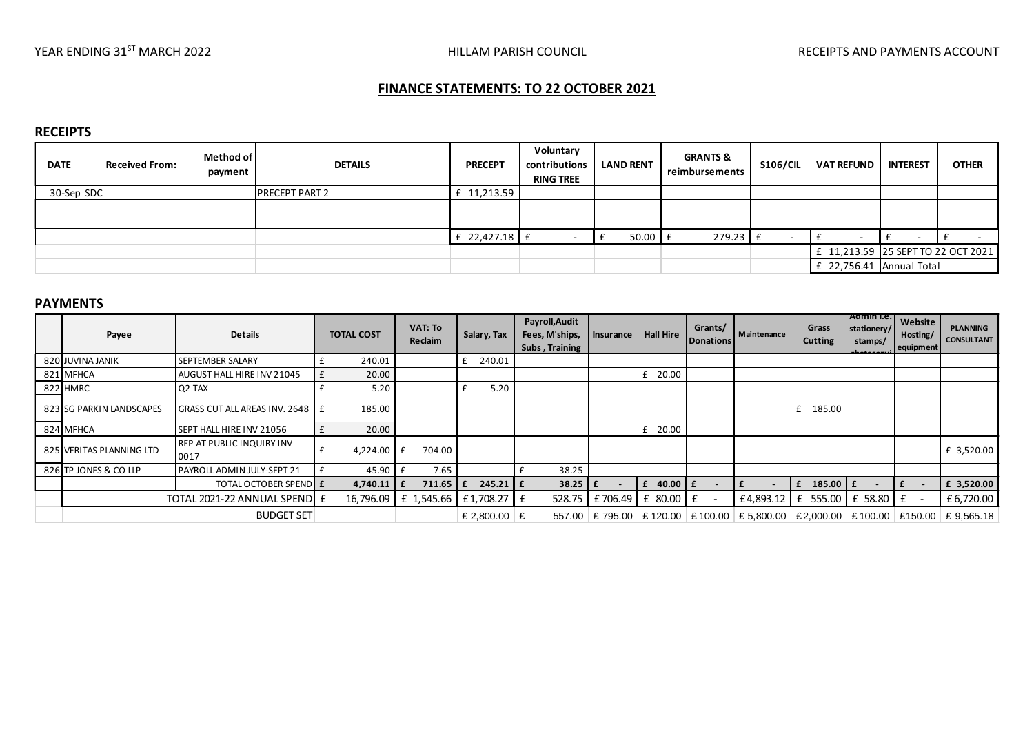## FINANCE STATEMENTS: TO 22 OCTOBER 2021

### RECEIPTS

| DATE | Received From: | Method of payment | DETAILS | PRECEPT | Voluntary contributions RING TREE | LAND RENT | GRANTS & reimbursements | S106/CIL | VAT REFUND | INTEREST | OTHER |
|---|---|---|---|---|---|---|---|---|---|---|---|
| 30-Sep | SDC | | PRECEPT PART 2 | £ 11,213.59 | | | | | | | |
| | | | | | | | | | | | |
| | | | | | | | | | | | |
| | | | | £ 22,427.18 | £ - | £ 50.00 | £ 279.23 | £ - | £ - | £ - | £ - |
| | | | | | | | | | £ 11,213.59 | 25 SEPT TO 22 OCT 2021 | |
| | | | | | | | | | £ 22,756.41 | Annual Total | |

### PAYMENTS

| | Payee | Details | TOTAL COST | VAT: To Reclaim | Salary, Tax | Payroll, Audit Fees, M'ships, Subs, Training | Insurance | Hall Hire | Grants/ Donations | Maintenance | Grass Cutting | Admin i.e. stationery/ stamps/ photocopying | Website Hosting/ equipment | PLANNING CONSULTANT |
|---|---|---|---|---|---|---|---|---|---|---|---|---|---|---|
| 820 | JUVINA JANIK | SEPTEMBER SALARY | £ 240.01 | | £ 240.01 | | | | | | | | | |
| 821 | MFHCA | AUGUST HALL HIRE INV 21045 | £ 20.00 | | | | | £ 20.00 | | | | | | |
| 822 | HMRC | Q2 TAX | £ 5.20 | | £ 5.20 | | | | | | | | | |
| 823 | SG PARKIN LANDSCAPES | GRASS CUT ALL AREAS INV. 2648 | £ 185.00 | | | | | | | | £ 185.00 | | | |
| 824 | MFHCA | SEPT HALL HIRE INV 21056 | £ 20.00 | | | | | £ 20.00 | | | | | | |
| 825 | VERITAS PLANNING LTD | REP AT PUBLIC INQUIRY INV 0017 | £ 4,224.00 | £ 704.00 | | | | | | | | | | £ 3,520.00 |
| 826 | TP JONES & CO LLP | PAYROLL ADMIN JULY-SEPT 21 | £ 45.90 | £ 7.65 | | £ 38.25 | | | | | | | | |
| | | TOTAL OCTOBER SPEND | £ 4,740.11 | £ 711.65 | £ 245.21 | £ 38.25 | £ - | £ 40.00 | £ - | £ - | £ 185.00 | £ - | £ - | £ 3,520.00 |
| | | TOTAL 2021-22 ANNUAL SPEND | £ 16,796.09 | £ 1,545.66 | £1,708.27 | £ 528.75 | £ 706.49 | £ 80.00 | £ - | £4,893.12 | £ 555.00 | £ 58.80 | £ - | £6,720.00 |
| | | BUDGET SET | | | £ 2,800.00 | £ 557.00 | £ 795.00 | £ 120.00 | £ 100.00 | £ 5,800.00 | £2,000.00 | £ 100.00 | £150.00 | £ 9,565.18 |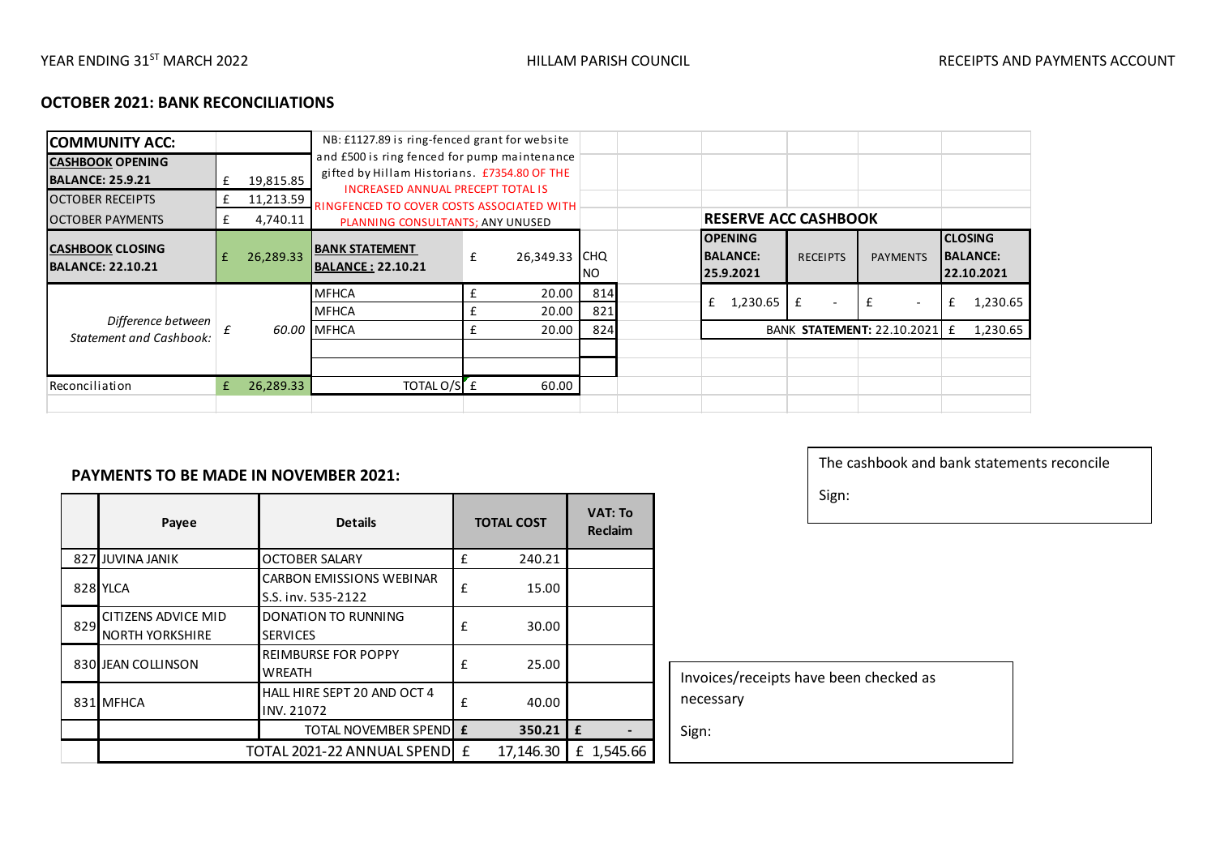YEAR ENDING 31[ST] MARCH 2022 — HILLAM PARISH COUNCIL — RECEIPTS AND PAYMENTS ACCOUNT

## OCTOBER 2021: BANK RECONCILIATIONS

| COMMUNITY ACC: | | | |
|---|---|---|---|
| **CASHBOOK OPENING BALANCE: 25.9.21** | £ 19,815.85 | | |
| OCTOBER RECEIPTS | £ 11,213.59 | | |
| OCTOBER PAYMENTS | £ 4,740.11 | | |
| **CASHBOOK CLOSING BALANCE: 22.10.21** | £ 26,289.33 | **BANK STATEMENT BALANCE : 22.10.21** | £ 26,349.33 |

NB: £1127.89 is ring-fenced grant for website and £500 is ring fenced for pump maintenance gifted by Hillam Historians. £7354.80 OF THE INCREASED ANNUAL PRECEPT TOTAL IS RINGFENCED TO COVER COSTS ASSOCIATED WITH PLANNING CONSULTANTS; ANY UNUSED

| | | | | CHQ NO |
|---|---|---|---|---|
| *Difference between Statement and Cashbook:* | £ 60.00 | MFHCA | £ 20.00 | 814 |
| | | MFHCA | £ 20.00 | 821 |
| | | MFHCA | £ 20.00 | 824 |
| Reconciliation | £ 26,289.33 | TOTAL O/S | £ 60.00 | |

### RESERVE ACC CASHBOOK

| OPENING BALANCE: 25.9.2021 | RECEIPTS | PAYMENTS | CLOSING BALANCE: 22.10.2021 |
|---|---|---|---|
| £ 1,230.65 | £ - | £ - | £ 1,230.65 |
| | | BANK STATEMENT: 22.10.2021 | £ 1,230.65 |

The cashbook and bank statements reconcile

Sign:

## PAYMENTS TO BE MADE IN NOVEMBER 2021:

| | Payee | Details | TOTAL COST | VAT: To Reclaim |
|---|---|---|---|---|
| 827 | JUVINA JANIK | OCTOBER SALARY | £ 240.21 | |
| 828 | YLCA | CARBON EMISSIONS WEBINAR S.S. inv. 535-2122 | £ 15.00 | |
| 829 | CITIZENS ADVICE MID NORTH YORKSHIRE | DONATION TO RUNNING SERVICES | £ 30.00 | |
| 830 | JEAN COLLINSON | REIMBURSE FOR POPPY WREATH | £ 25.00 | |
| 831 | MFHCA | HALL HIRE SEPT 20 AND OCT 4 INV. 21072 | £ 40.00 | |
| | | TOTAL NOVEMBER SPEND | **£ 350.21** | **£ -** |
| | TOTAL 2021-22 ANNUAL SPEND | | £ 17,146.30 | £ 1,545.66 |

Invoices/receipts have been checked as necessary

Sign: